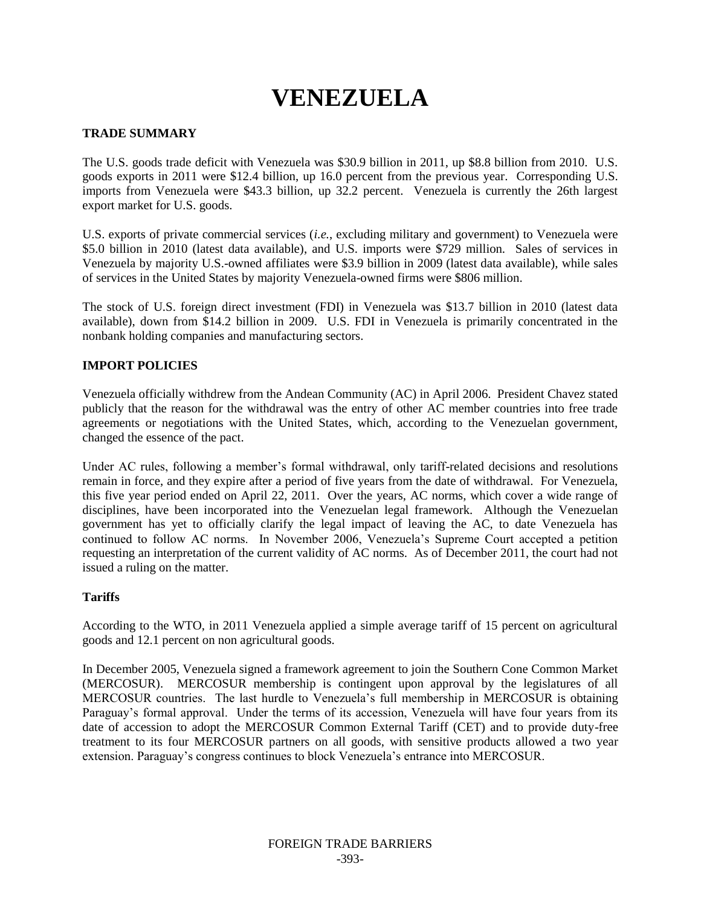# VENEZUELA

## TRADE SUMMARY

The U.S. goods trade deficit with Venezuela was $30.9 billion in 2011, up $8.8 billion from 2010. U.S. goods exports in 2011 were $12.4 billion, up 16.0 percent from the previous year. Corresponding U.S. imports from Venezuela were $43.3 billion, up 32.2 percent. Venezuela is currently the 26th largest export market for U.S. goods.

U.S. exports of private commercial services (*i.e.*, excluding military and government) to Venezuela were $5.0 billion in 2010 (latest data available), and U.S. imports were $729 million. Sales of services in Venezuela by majority U.S.-owned affiliates were $3.9 billion in 2009 (latest data available), while sales of services in the United States by majority Venezuela-owned firms were $806 million.

The stock of U.S. foreign direct investment (FDI) in Venezuela was $13.7 billion in 2010 (latest data available), down from $14.2 billion in 2009. U.S. FDI in Venezuela is primarily concentrated in the nonbank holding companies and manufacturing sectors.

## IMPORT POLICIES

Venezuela officially withdrew from the Andean Community (AC) in April 2006. President Chavez stated publicly that the reason for the withdrawal was the entry of other AC member countries into free trade agreements or negotiations with the United States, which, according to the Venezuelan government, changed the essence of the pact.

Under AC rules, following a member's formal withdrawal, only tariff-related decisions and resolutions remain in force, and they expire after a period of five years from the date of withdrawal. For Venezuela, this five year period ended on April 22, 2011. Over the years, AC norms, which cover a wide range of disciplines, have been incorporated into the Venezuelan legal framework. Although the Venezuelan government has yet to officially clarify the legal impact of leaving the AC, to date Venezuela has continued to follow AC norms. In November 2006, Venezuela's Supreme Court accepted a petition requesting an interpretation of the current validity of AC norms. As of December 2011, the court had not issued a ruling on the matter.

### Tariffs

According to the WTO, in 2011 Venezuela applied a simple average tariff of 15 percent on agricultural goods and 12.1 percent on non agricultural goods.

In December 2005, Venezuela signed a framework agreement to join the Southern Cone Common Market (MERCOSUR). MERCOSUR membership is contingent upon approval by the legislatures of all MERCOSUR countries. The last hurdle to Venezuela's full membership in MERCOSUR is obtaining Paraguay's formal approval. Under the terms of its accession, Venezuela will have four years from its date of accession to adopt the MERCOSUR Common External Tariff (CET) and to provide duty-free treatment to its four MERCOSUR partners on all goods, with sensitive products allowed a two year extension. Paraguay's congress continues to block Venezuela's entrance into MERCOSUR.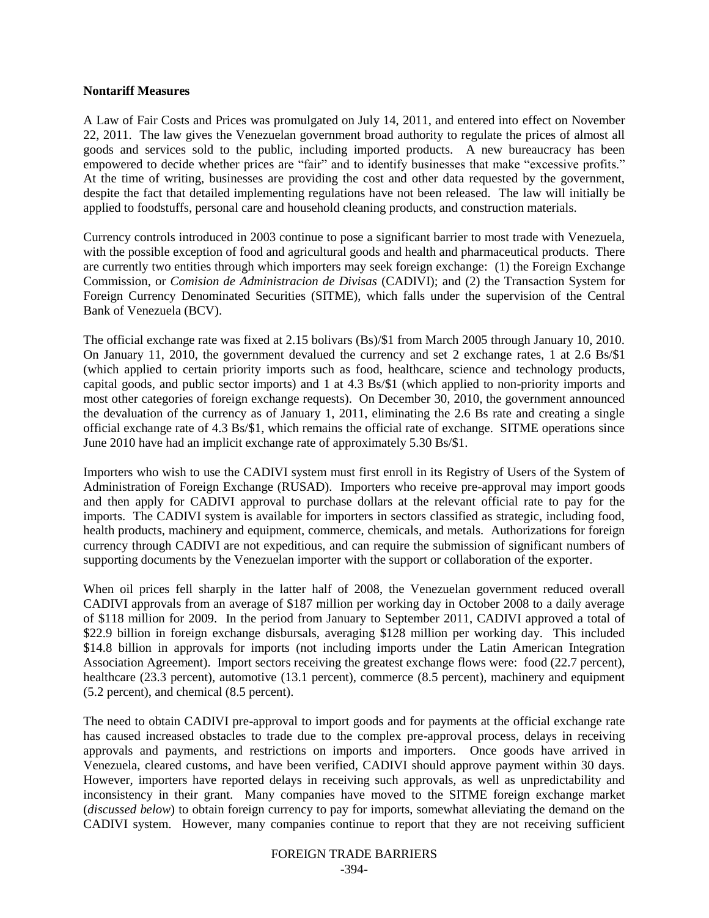**Nontariff Measures**

A Law of Fair Costs and Prices was promulgated on July 14, 2011, and entered into effect on November 22, 2011. The law gives the Venezuelan government broad authority to regulate the prices of almost all goods and services sold to the public, including imported products. A new bureaucracy has been empowered to decide whether prices are "fair" and to identify businesses that make "excessive profits." At the time of writing, businesses are providing the cost and other data requested by the government, despite the fact that detailed implementing regulations have not been released. The law will initially be applied to foodstuffs, personal care and household cleaning products, and construction materials.

Currency controls introduced in 2003 continue to pose a significant barrier to most trade with Venezuela, with the possible exception of food and agricultural goods and health and pharmaceutical products. There are currently two entities through which importers may seek foreign exchange: (1) the Foreign Exchange Commission, or *Comision de Administracion de Divisas* (CADIVI); and (2) the Transaction System for Foreign Currency Denominated Securities (SITME), which falls under the supervision of the Central Bank of Venezuela (BCV).

The official exchange rate was fixed at 2.15 bolivars (Bs)/$1 from March 2005 through January 10, 2010. On January 11, 2010, the government devalued the currency and set 2 exchange rates, 1 at 2.6 Bs/$1 (which applied to certain priority imports such as food, healthcare, science and technology products, capital goods, and public sector imports) and 1 at 4.3 Bs/$1 (which applied to non-priority imports and most other categories of foreign exchange requests). On December 30, 2010, the government announced the devaluation of the currency as of January 1, 2011, eliminating the 2.6 Bs rate and creating a single official exchange rate of 4.3 Bs/$1, which remains the official rate of exchange. SITME operations since June 2010 have had an implicit exchange rate of approximately 5.30 Bs/$1.

Importers who wish to use the CADIVI system must first enroll in its Registry of Users of the System of Administration of Foreign Exchange (RUSAD). Importers who receive pre-approval may import goods and then apply for CADIVI approval to purchase dollars at the relevant official rate to pay for the imports. The CADIVI system is available for importers in sectors classified as strategic, including food, health products, machinery and equipment, commerce, chemicals, and metals. Authorizations for foreign currency through CADIVI are not expeditious, and can require the submission of significant numbers of supporting documents by the Venezuelan importer with the support or collaboration of the exporter.

When oil prices fell sharply in the latter half of 2008, the Venezuelan government reduced overall CADIVI approvals from an average of $187 million per working day in October 2008 to a daily average of $118 million for 2009. In the period from January to September 2011, CADIVI approved a total of $22.9 billion in foreign exchange disbursals, averaging $128 million per working day. This included $14.8 billion in approvals for imports (not including imports under the Latin American Integration Association Agreement). Import sectors receiving the greatest exchange flows were: food (22.7 percent), healthcare (23.3 percent), automotive (13.1 percent), commerce (8.5 percent), machinery and equipment (5.2 percent), and chemical (8.5 percent).

The need to obtain CADIVI pre-approval to import goods and for payments at the official exchange rate has caused increased obstacles to trade due to the complex pre-approval process, delays in receiving approvals and payments, and restrictions on imports and importers. Once goods have arrived in Venezuela, cleared customs, and have been verified, CADIVI should approve payment within 30 days. However, importers have reported delays in receiving such approvals, as well as unpredictability and inconsistency in their grant. Many companies have moved to the SITME foreign exchange market (*discussed below*) to obtain foreign currency to pay for imports, somewhat alleviating the demand on the CADIVI system. However, many companies continue to report that they are not receiving sufficient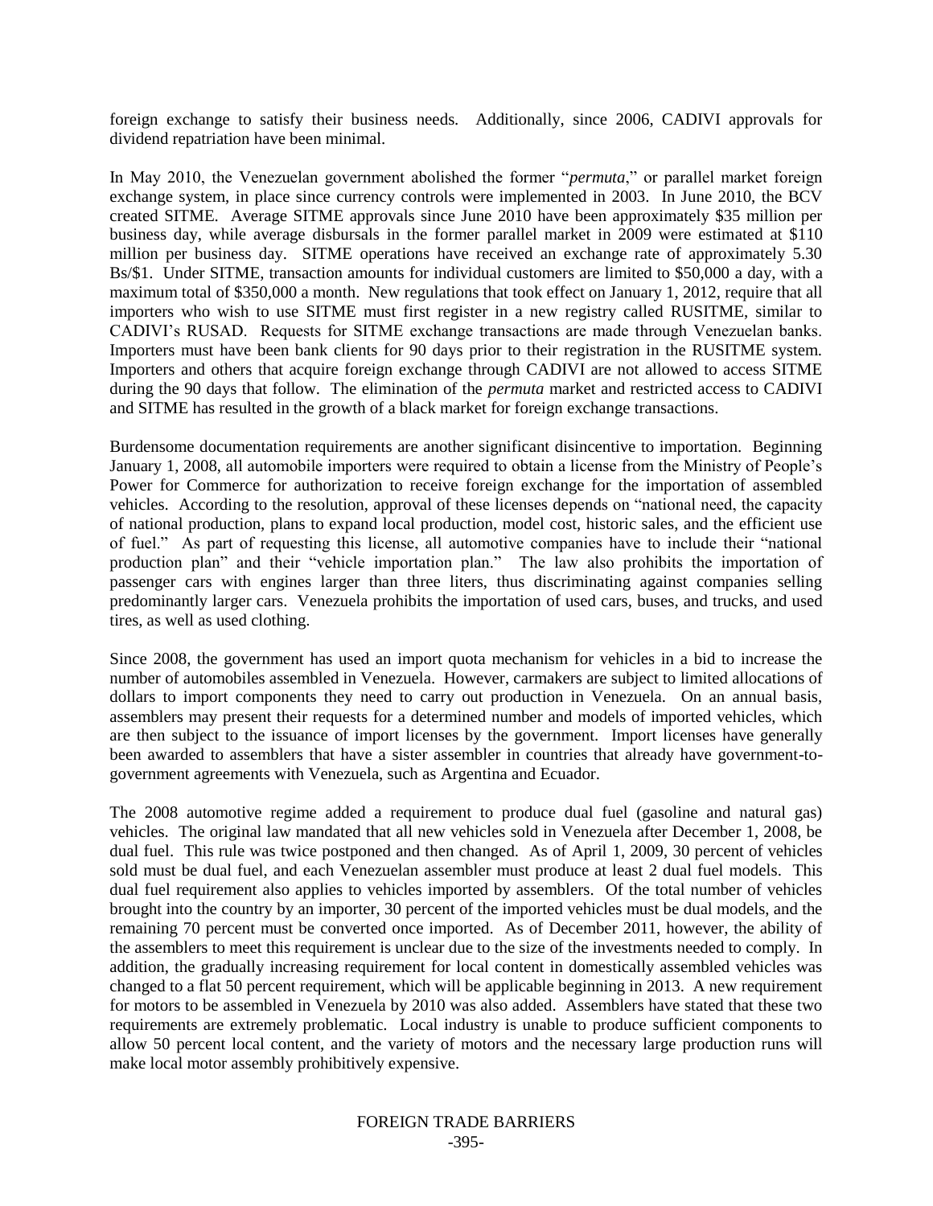foreign exchange to satisfy their business needs. Additionally, since 2006, CADIVI approvals for dividend repatriation have been minimal.

In May 2010, the Venezuelan government abolished the former "*permuta*," or parallel market foreign exchange system, in place since currency controls were implemented in 2003. In June 2010, the BCV created SITME. Average SITME approvals since June 2010 have been approximately $35 million per business day, while average disbursals in the former parallel market in 2009 were estimated at $110 million per business day. SITME operations have received an exchange rate of approximately 5.30 Bs/$1. Under SITME, transaction amounts for individual customers are limited to $50,000 a day, with a maximum total of $350,000 a month. New regulations that took effect on January 1, 2012, require that all importers who wish to use SITME must first register in a new registry called RUSITME, similar to CADIVI's RUSAD. Requests for SITME exchange transactions are made through Venezuelan banks. Importers must have been bank clients for 90 days prior to their registration in the RUSITME system. Importers and others that acquire foreign exchange through CADIVI are not allowed to access SITME during the 90 days that follow. The elimination of the *permuta* market and restricted access to CADIVI and SITME has resulted in the growth of a black market for foreign exchange transactions.

Burdensome documentation requirements are another significant disincentive to importation. Beginning January 1, 2008, all automobile importers were required to obtain a license from the Ministry of People's Power for Commerce for authorization to receive foreign exchange for the importation of assembled vehicles. According to the resolution, approval of these licenses depends on "national need, the capacity of national production, plans to expand local production, model cost, historic sales, and the efficient use of fuel." As part of requesting this license, all automotive companies have to include their "national production plan" and their "vehicle importation plan." The law also prohibits the importation of passenger cars with engines larger than three liters, thus discriminating against companies selling predominantly larger cars. Venezuela prohibits the importation of used cars, buses, and trucks, and used tires, as well as used clothing.

Since 2008, the government has used an import quota mechanism for vehicles in a bid to increase the number of automobiles assembled in Venezuela. However, carmakers are subject to limited allocations of dollars to import components they need to carry out production in Venezuela. On an annual basis, assemblers may present their requests for a determined number and models of imported vehicles, which are then subject to the issuance of import licenses by the government. Import licenses have generally been awarded to assemblers that have a sister assembler in countries that already have government-to-government agreements with Venezuela, such as Argentina and Ecuador.

The 2008 automotive regime added a requirement to produce dual fuel (gasoline and natural gas) vehicles. The original law mandated that all new vehicles sold in Venezuela after December 1, 2008, be dual fuel. This rule was twice postponed and then changed. As of April 1, 2009, 30 percent of vehicles sold must be dual fuel, and each Venezuelan assembler must produce at least 2 dual fuel models. This dual fuel requirement also applies to vehicles imported by assemblers. Of the total number of vehicles brought into the country by an importer, 30 percent of the imported vehicles must be dual models, and the remaining 70 percent must be converted once imported. As of December 2011, however, the ability of the assemblers to meet this requirement is unclear due to the size of the investments needed to comply. In addition, the gradually increasing requirement for local content in domestically assembled vehicles was changed to a flat 50 percent requirement, which will be applicable beginning in 2013. A new requirement for motors to be assembled in Venezuela by 2010 was also added. Assemblers have stated that these two requirements are extremely problematic. Local industry is unable to produce sufficient components to allow 50 percent local content, and the variety of motors and the necessary large production runs will make local motor assembly prohibitively expensive.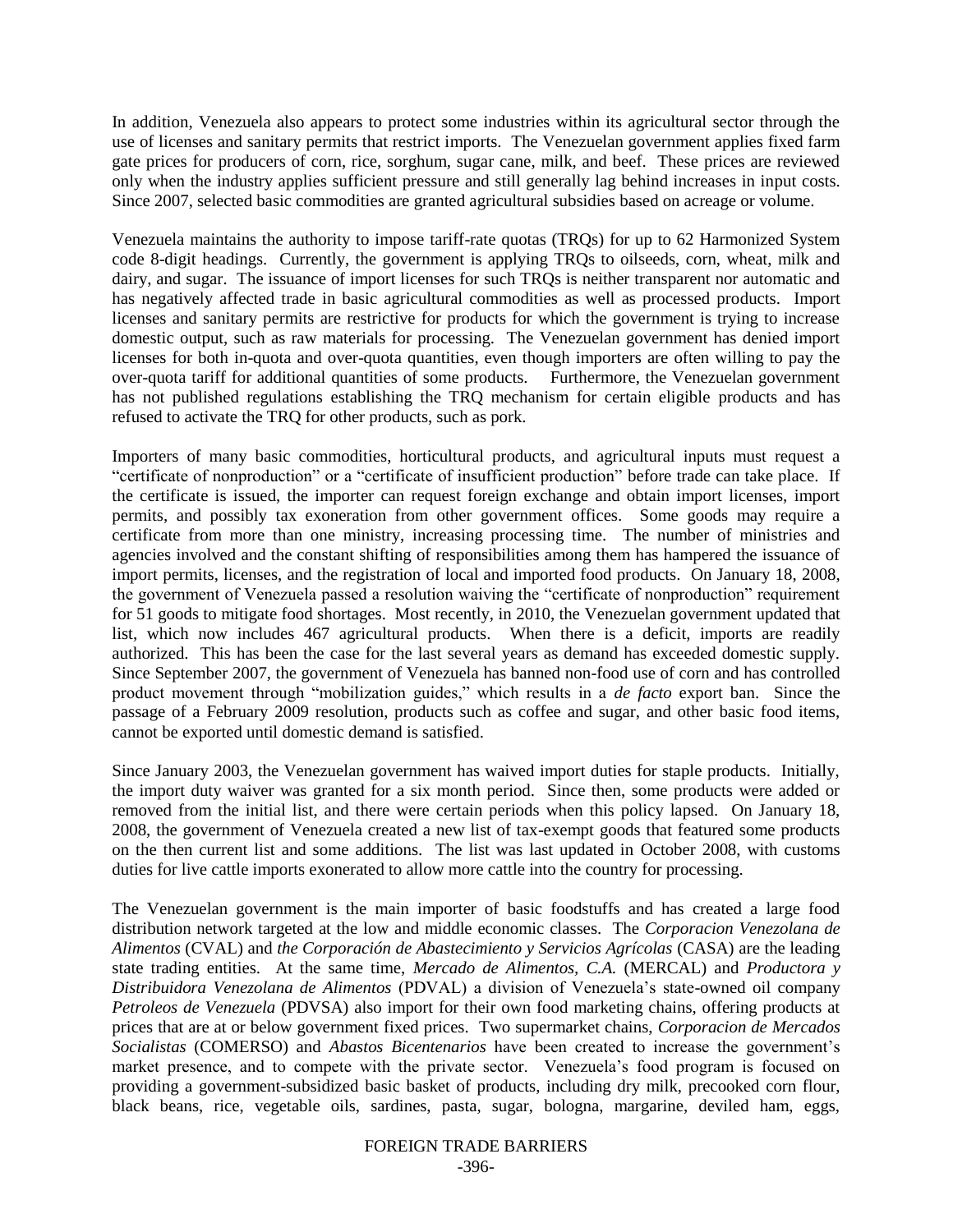In addition, Venezuela also appears to protect some industries within its agricultural sector through the use of licenses and sanitary permits that restrict imports. The Venezuelan government applies fixed farm gate prices for producers of corn, rice, sorghum, sugar cane, milk, and beef. These prices are reviewed only when the industry applies sufficient pressure and still generally lag behind increases in input costs. Since 2007, selected basic commodities are granted agricultural subsidies based on acreage or volume.

Venezuela maintains the authority to impose tariff-rate quotas (TRQs) for up to 62 Harmonized System code 8-digit headings. Currently, the government is applying TRQs to oilseeds, corn, wheat, milk and dairy, and sugar. The issuance of import licenses for such TRQs is neither transparent nor automatic and has negatively affected trade in basic agricultural commodities as well as processed products. Import licenses and sanitary permits are restrictive for products for which the government is trying to increase domestic output, such as raw materials for processing. The Venezuelan government has denied import licenses for both in-quota and over-quota quantities, even though importers are often willing to pay the over-quota tariff for additional quantities of some products. Furthermore, the Venezuelan government has not published regulations establishing the TRQ mechanism for certain eligible products and has refused to activate the TRQ for other products, such as pork.

Importers of many basic commodities, horticultural products, and agricultural inputs must request a "certificate of nonproduction" or a "certificate of insufficient production" before trade can take place. If the certificate is issued, the importer can request foreign exchange and obtain import licenses, import permits, and possibly tax exoneration from other government offices. Some goods may require a certificate from more than one ministry, increasing processing time. The number of ministries and agencies involved and the constant shifting of responsibilities among them has hampered the issuance of import permits, licenses, and the registration of local and imported food products. On January 18, 2008, the government of Venezuela passed a resolution waiving the "certificate of nonproduction" requirement for 51 goods to mitigate food shortages. Most recently, in 2010, the Venezuelan government updated that list, which now includes 467 agricultural products. When there is a deficit, imports are readily authorized. This has been the case for the last several years as demand has exceeded domestic supply. Since September 2007, the government of Venezuela has banned non-food use of corn and has controlled product movement through "mobilization guides," which results in a *de facto* export ban. Since the passage of a February 2009 resolution, products such as coffee and sugar, and other basic food items, cannot be exported until domestic demand is satisfied.

Since January 2003, the Venezuelan government has waived import duties for staple products. Initially, the import duty waiver was granted for a six month period. Since then, some products were added or removed from the initial list, and there were certain periods when this policy lapsed. On January 18, 2008, the government of Venezuela created a new list of tax-exempt goods that featured some products on the then current list and some additions. The list was last updated in October 2008, with customs duties for live cattle imports exonerated to allow more cattle into the country for processing.

The Venezuelan government is the main importer of basic foodstuffs and has created a large food distribution network targeted at the low and middle economic classes. The *Corporacion Venezolana de Alimentos* (CVAL) and *the Corporación de Abastecimiento y Servicios Agrícolas* (CASA) are the leading state trading entities. At the same time, *Mercado de Alimentos, C.A.* (MERCAL) and *Productora y Distribuidora Venezolana de Alimentos* (PDVAL) a division of Venezuela's state-owned oil company *Petroleos de Venezuela* (PDVSA) also import for their own food marketing chains, offering products at prices that are at or below government fixed prices. Two supermarket chains, *Corporacion de Mercados Socialistas* (COMERSO) and *Abastos Bicentenarios* have been created to increase the government's market presence, and to compete with the private sector. Venezuela's food program is focused on providing a government-subsidized basic basket of products, including dry milk, precooked corn flour, black beans, rice, vegetable oils, sardines, pasta, sugar, bologna, margarine, deviled ham, eggs,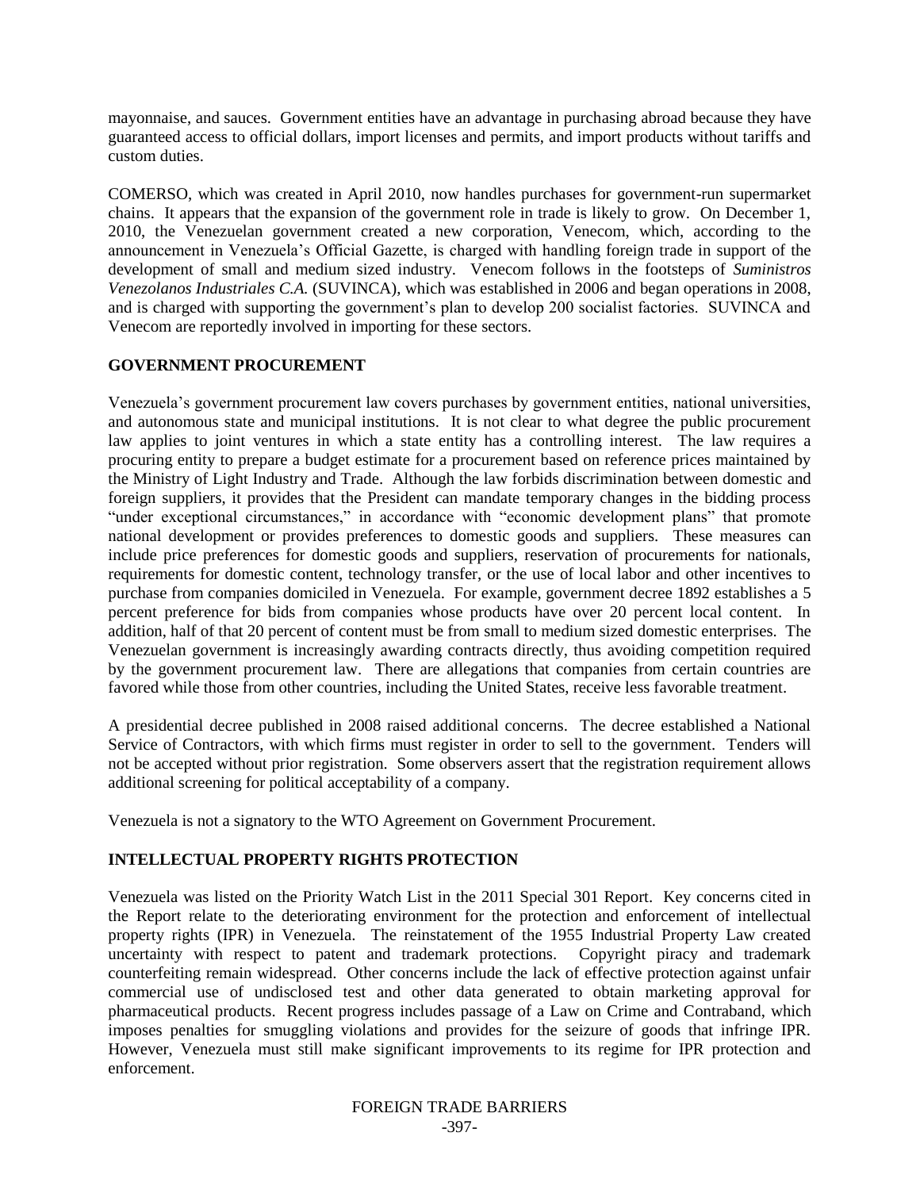mayonnaise, and sauces. Government entities have an advantage in purchasing abroad because they have guaranteed access to official dollars, import licenses and permits, and import products without tariffs and custom duties.

COMERSO, which was created in April 2010, now handles purchases for government-run supermarket chains. It appears that the expansion of the government role in trade is likely to grow. On December 1, 2010, the Venezuelan government created a new corporation, Venecom, which, according to the announcement in Venezuela's Official Gazette, is charged with handling foreign trade in support of the development of small and medium sized industry. Venecom follows in the footsteps of *Suministros Venezolanos Industriales C.A.* (SUVINCA), which was established in 2006 and began operations in 2008, and is charged with supporting the government's plan to develop 200 socialist factories. SUVINCA and Venecom are reportedly involved in importing for these sectors.

## GOVERNMENT PROCUREMENT

Venezuela's government procurement law covers purchases by government entities, national universities, and autonomous state and municipal institutions. It is not clear to what degree the public procurement law applies to joint ventures in which a state entity has a controlling interest. The law requires a procuring entity to prepare a budget estimate for a procurement based on reference prices maintained by the Ministry of Light Industry and Trade. Although the law forbids discrimination between domestic and foreign suppliers, it provides that the President can mandate temporary changes in the bidding process "under exceptional circumstances," in accordance with "economic development plans" that promote national development or provides preferences to domestic goods and suppliers. These measures can include price preferences for domestic goods and suppliers, reservation of procurements for nationals, requirements for domestic content, technology transfer, or the use of local labor and other incentives to purchase from companies domiciled in Venezuela. For example, government decree 1892 establishes a 5 percent preference for bids from companies whose products have over 20 percent local content. In addition, half of that 20 percent of content must be from small to medium sized domestic enterprises. The Venezuelan government is increasingly awarding contracts directly, thus avoiding competition required by the government procurement law. There are allegations that companies from certain countries are favored while those from other countries, including the United States, receive less favorable treatment.

A presidential decree published in 2008 raised additional concerns. The decree established a National Service of Contractors, with which firms must register in order to sell to the government. Tenders will not be accepted without prior registration. Some observers assert that the registration requirement allows additional screening for political acceptability of a company.

Venezuela is not a signatory to the WTO Agreement on Government Procurement.

## INTELLECTUAL PROPERTY RIGHTS PROTECTION

Venezuela was listed on the Priority Watch List in the 2011 Special 301 Report. Key concerns cited in the Report relate to the deteriorating environment for the protection and enforcement of intellectual property rights (IPR) in Venezuela. The reinstatement of the 1955 Industrial Property Law created uncertainty with respect to patent and trademark protections. Copyright piracy and trademark counterfeiting remain widespread. Other concerns include the lack of effective protection against unfair commercial use of undisclosed test and other data generated to obtain marketing approval for pharmaceutical products. Recent progress includes passage of a Law on Crime and Contraband, which imposes penalties for smuggling violations and provides for the seizure of goods that infringe IPR. However, Venezuela must still make significant improvements to its regime for IPR protection and enforcement.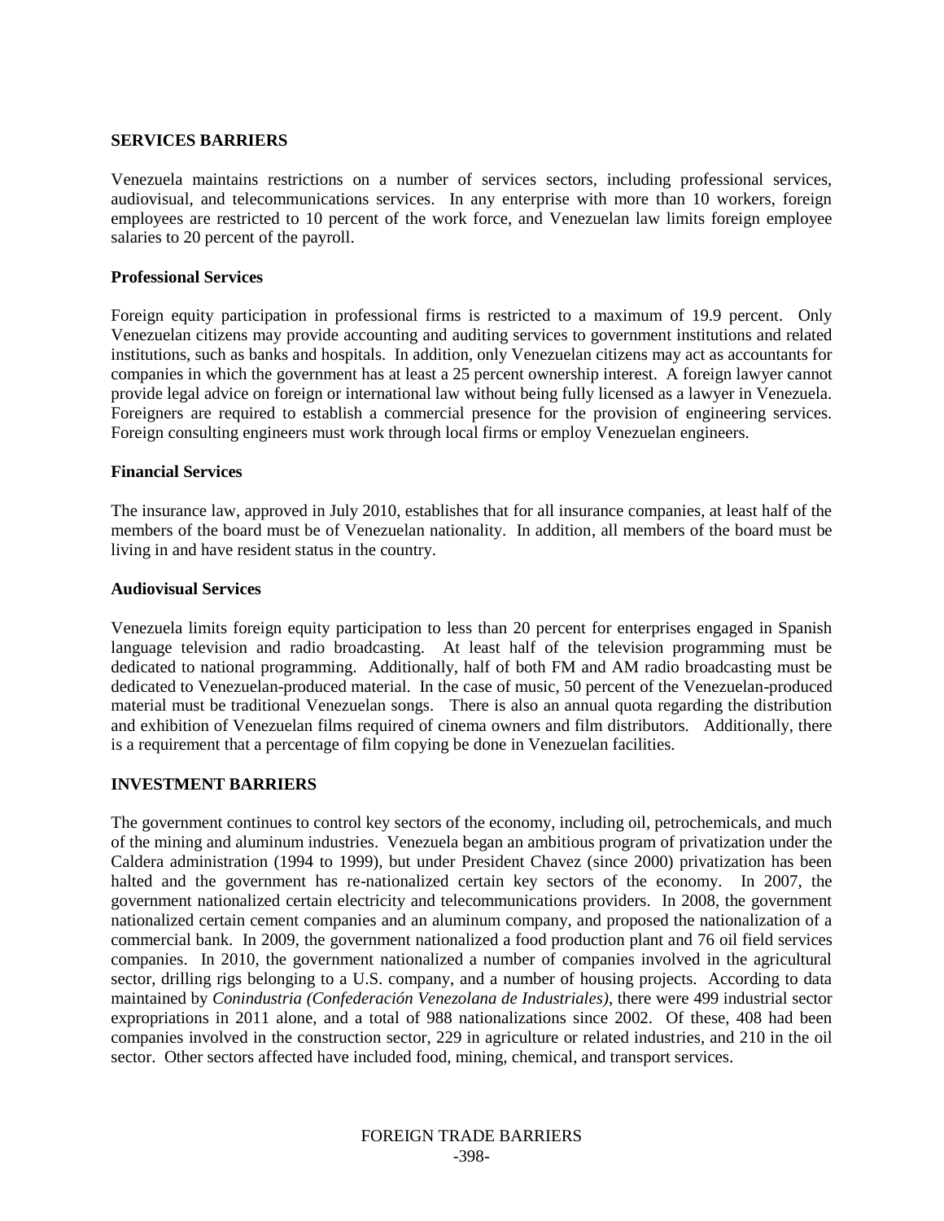## SERVICES BARRIERS

Venezuela maintains restrictions on a number of services sectors, including professional services, audiovisual, and telecommunications services. In any enterprise with more than 10 workers, foreign employees are restricted to 10 percent of the work force, and Venezuelan law limits foreign employee salaries to 20 percent of the payroll.

### Professional Services

Foreign equity participation in professional firms is restricted to a maximum of 19.9 percent. Only Venezuelan citizens may provide accounting and auditing services to government institutions and related institutions, such as banks and hospitals. In addition, only Venezuelan citizens may act as accountants for companies in which the government has at least a 25 percent ownership interest. A foreign lawyer cannot provide legal advice on foreign or international law without being fully licensed as a lawyer in Venezuela. Foreigners are required to establish a commercial presence for the provision of engineering services. Foreign consulting engineers must work through local firms or employ Venezuelan engineers.

### Financial Services

The insurance law, approved in July 2010, establishes that for all insurance companies, at least half of the members of the board must be of Venezuelan nationality. In addition, all members of the board must be living in and have resident status in the country.

### Audiovisual Services

Venezuela limits foreign equity participation to less than 20 percent for enterprises engaged in Spanish language television and radio broadcasting. At least half of the television programming must be dedicated to national programming. Additionally, half of both FM and AM radio broadcasting must be dedicated to Venezuelan-produced material. In the case of music, 50 percent of the Venezuelan-produced material must be traditional Venezuelan songs. There is also an annual quota regarding the distribution and exhibition of Venezuelan films required of cinema owners and film distributors. Additionally, there is a requirement that a percentage of film copying be done in Venezuelan facilities.

## INVESTMENT BARRIERS

The government continues to control key sectors of the economy, including oil, petrochemicals, and much of the mining and aluminum industries. Venezuela began an ambitious program of privatization under the Caldera administration (1994 to 1999), but under President Chavez (since 2000) privatization has been halted and the government has re-nationalized certain key sectors of the economy. In 2007, the government nationalized certain electricity and telecommunications providers. In 2008, the government nationalized certain cement companies and an aluminum company, and proposed the nationalization of a commercial bank. In 2009, the government nationalized a food production plant and 76 oil field services companies. In 2010, the government nationalized a number of companies involved in the agricultural sector, drilling rigs belonging to a U.S. company, and a number of housing projects. According to data maintained by *Conindustria (Confederación Venezolana de Industriales)*, there were 499 industrial sector expropriations in 2011 alone, and a total of 988 nationalizations since 2002. Of these, 408 had been companies involved in the construction sector, 229 in agriculture or related industries, and 210 in the oil sector. Other sectors affected have included food, mining, chemical, and transport services.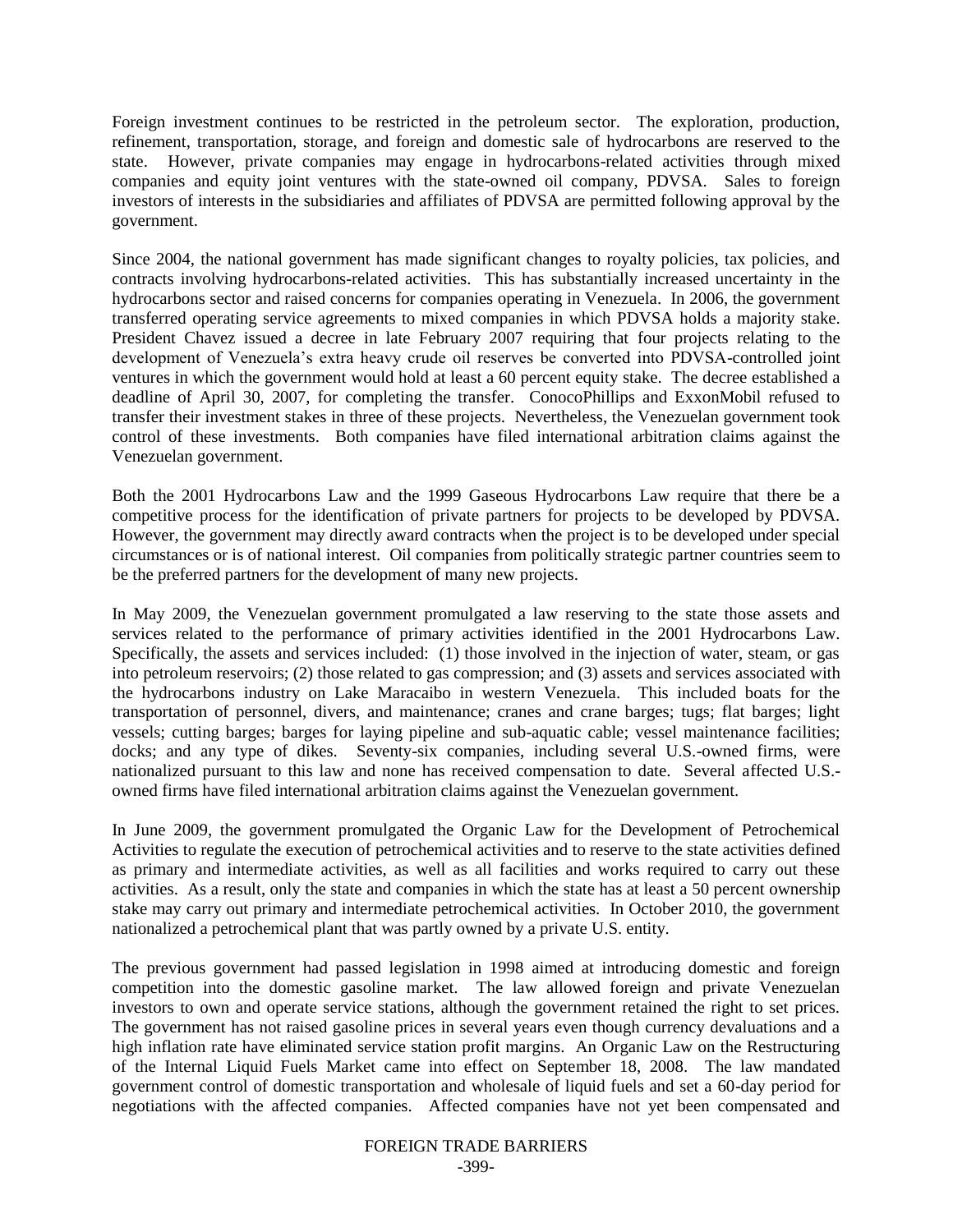Foreign investment continues to be restricted in the petroleum sector. The exploration, production, refinement, transportation, storage, and foreign and domestic sale of hydrocarbons are reserved to the state. However, private companies may engage in hydrocarbons-related activities through mixed companies and equity joint ventures with the state-owned oil company, PDVSA. Sales to foreign investors of interests in the subsidiaries and affiliates of PDVSA are permitted following approval by the government.

Since 2004, the national government has made significant changes to royalty policies, tax policies, and contracts involving hydrocarbons-related activities. This has substantially increased uncertainty in the hydrocarbons sector and raised concerns for companies operating in Venezuela. In 2006, the government transferred operating service agreements to mixed companies in which PDVSA holds a majority stake. President Chavez issued a decree in late February 2007 requiring that four projects relating to the development of Venezuela's extra heavy crude oil reserves be converted into PDVSA-controlled joint ventures in which the government would hold at least a 60 percent equity stake. The decree established a deadline of April 30, 2007, for completing the transfer. ConocoPhillips and ExxonMobil refused to transfer their investment stakes in three of these projects. Nevertheless, the Venezuelan government took control of these investments. Both companies have filed international arbitration claims against the Venezuelan government.

Both the 2001 Hydrocarbons Law and the 1999 Gaseous Hydrocarbons Law require that there be a competitive process for the identification of private partners for projects to be developed by PDVSA. However, the government may directly award contracts when the project is to be developed under special circumstances or is of national interest. Oil companies from politically strategic partner countries seem to be the preferred partners for the development of many new projects.

In May 2009, the Venezuelan government promulgated a law reserving to the state those assets and services related to the performance of primary activities identified in the 2001 Hydrocarbons Law. Specifically, the assets and services included: (1) those involved in the injection of water, steam, or gas into petroleum reservoirs; (2) those related to gas compression; and (3) assets and services associated with the hydrocarbons industry on Lake Maracaibo in western Venezuela. This included boats for the transportation of personnel, divers, and maintenance; cranes and crane barges; tugs; flat barges; light vessels; cutting barges; barges for laying pipeline and sub-aquatic cable; vessel maintenance facilities; docks; and any type of dikes. Seventy-six companies, including several U.S.-owned firms, were nationalized pursuant to this law and none has received compensation to date. Several affected U.S.-owned firms have filed international arbitration claims against the Venezuelan government.

In June 2009, the government promulgated the Organic Law for the Development of Petrochemical Activities to regulate the execution of petrochemical activities and to reserve to the state activities defined as primary and intermediate activities, as well as all facilities and works required to carry out these activities. As a result, only the state and companies in which the state has at least a 50 percent ownership stake may carry out primary and intermediate petrochemical activities. In October 2010, the government nationalized a petrochemical plant that was partly owned by a private U.S. entity.

The previous government had passed legislation in 1998 aimed at introducing domestic and foreign competition into the domestic gasoline market. The law allowed foreign and private Venezuelan investors to own and operate service stations, although the government retained the right to set prices. The government has not raised gasoline prices in several years even though currency devaluations and a high inflation rate have eliminated service station profit margins. An Organic Law on the Restructuring of the Internal Liquid Fuels Market came into effect on September 18, 2008. The law mandated government control of domestic transportation and wholesale of liquid fuels and set a 60-day period for negotiations with the affected companies. Affected companies have not yet been compensated and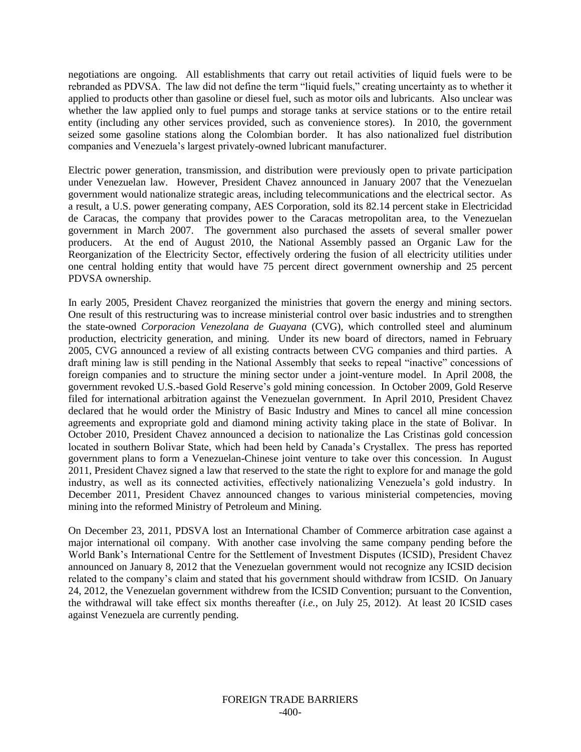negotiations are ongoing. All establishments that carry out retail activities of liquid fuels were to be rebranded as PDVSA. The law did not define the term "liquid fuels," creating uncertainty as to whether it applied to products other than gasoline or diesel fuel, such as motor oils and lubricants. Also unclear was whether the law applied only to fuel pumps and storage tanks at service stations or to the entire retail entity (including any other services provided, such as convenience stores). In 2010, the government seized some gasoline stations along the Colombian border. It has also nationalized fuel distribution companies and Venezuela's largest privately-owned lubricant manufacturer.

Electric power generation, transmission, and distribution were previously open to private participation under Venezuelan law. However, President Chavez announced in January 2007 that the Venezuelan government would nationalize strategic areas, including telecommunications and the electrical sector. As a result, a U.S. power generating company, AES Corporation, sold its 82.14 percent stake in Electricidad de Caracas, the company that provides power to the Caracas metropolitan area, to the Venezuelan government in March 2007. The government also purchased the assets of several smaller power producers. At the end of August 2010, the National Assembly passed an Organic Law for the Reorganization of the Electricity Sector, effectively ordering the fusion of all electricity utilities under one central holding entity that would have 75 percent direct government ownership and 25 percent PDVSA ownership.

In early 2005, President Chavez reorganized the ministries that govern the energy and mining sectors. One result of this restructuring was to increase ministerial control over basic industries and to strengthen the state-owned *Corporacion Venezolana de Guayana* (CVG), which controlled steel and aluminum production, electricity generation, and mining. Under its new board of directors, named in February 2005, CVG announced a review of all existing contracts between CVG companies and third parties. A draft mining law is still pending in the National Assembly that seeks to repeal "inactive" concessions of foreign companies and to structure the mining sector under a joint-venture model. In April 2008, the government revoked U.S.-based Gold Reserve's gold mining concession. In October 2009, Gold Reserve filed for international arbitration against the Venezuelan government. In April 2010, President Chavez declared that he would order the Ministry of Basic Industry and Mines to cancel all mine concession agreements and expropriate gold and diamond mining activity taking place in the state of Bolivar. In October 2010, President Chavez announced a decision to nationalize the Las Cristinas gold concession located in southern Bolivar State, which had been held by Canada's Crystallex. The press has reported government plans to form a Venezuelan-Chinese joint venture to take over this concession. In August 2011, President Chavez signed a law that reserved to the state the right to explore for and manage the gold industry, as well as its connected activities, effectively nationalizing Venezuela's gold industry. In December 2011, President Chavez announced changes to various ministerial competencies, moving mining into the reformed Ministry of Petroleum and Mining.

On December 23, 2011, PDSVA lost an International Chamber of Commerce arbitration case against a major international oil company. With another case involving the same company pending before the World Bank's International Centre for the Settlement of Investment Disputes (ICSID), President Chavez announced on January 8, 2012 that the Venezuelan government would not recognize any ICSID decision related to the company's claim and stated that his government should withdraw from ICSID. On January 24, 2012, the Venezuelan government withdrew from the ICSID Convention; pursuant to the Convention, the withdrawal will take effect six months thereafter (*i.e.*, on July 25, 2012). At least 20 ICSID cases against Venezuela are currently pending.